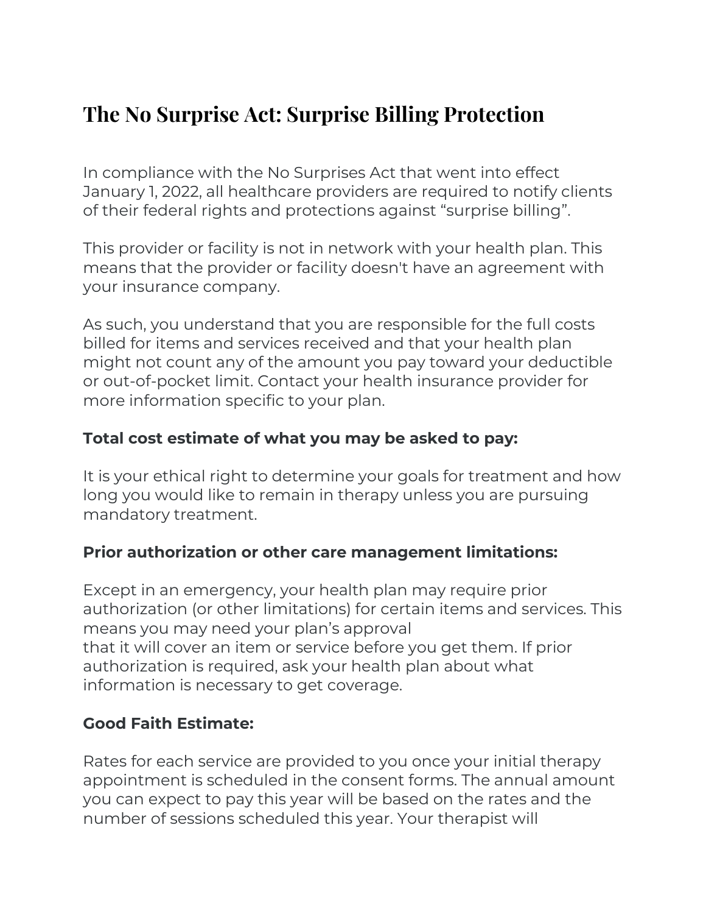# The No Surprise Act: Surprise Billing Protection

In compliance with the No Surprises Act that went into effect January 1, 2022, all healthcare providers are required to notify clients of their federal rights and protections against "surprise billing".

This provider or facility is not in network with your health plan. This means that the provider or facility doesn't have an agreement with your insurance company.

As such, you understand that you are responsible for the full costs billed for items and services received and that your health plan might not count any of the amount you pay toward your deductible or out-of-pocket limit. Contact your health insurance provider for more information specific to your plan.

**Total cost estimate of what you may be asked to pay:**

It is your ethical right to determine your goals for treatment and how long you would like to remain in therapy unless you are pursuing mandatory treatment.

**Prior authorization or other care management limitations:**

Except in an emergency, your health plan may require prior authorization (or other limitations) for certain items and services. This means you may need your plan's approval that it will cover an item or service before you get them. If prior authorization is required, ask your health plan about what information is necessary to get coverage.

**Good Faith Estimate:**

Rates for each service are provided to you once your initial therapy appointment is scheduled in the consent forms. The annual amount you can expect to pay this year will be based on the rates and the number of sessions scheduled this year. Your therapist will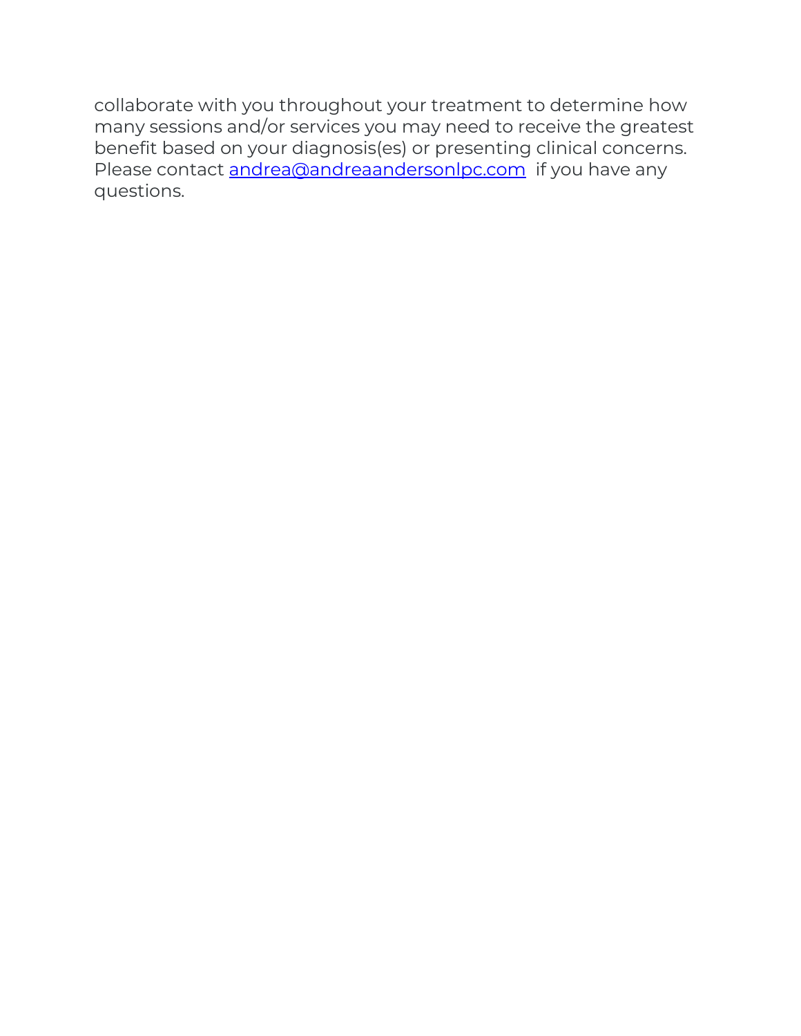collaborate with you throughout your treatment to determine how many sessions and/or services you may need to receive the greatest benefit based on your diagnosis(es) or presenting clinical concerns. Please contact [andrea@andreaandersonlpc.com](mailto:andrea@andreaandersonlpc.com) if you have any questions.